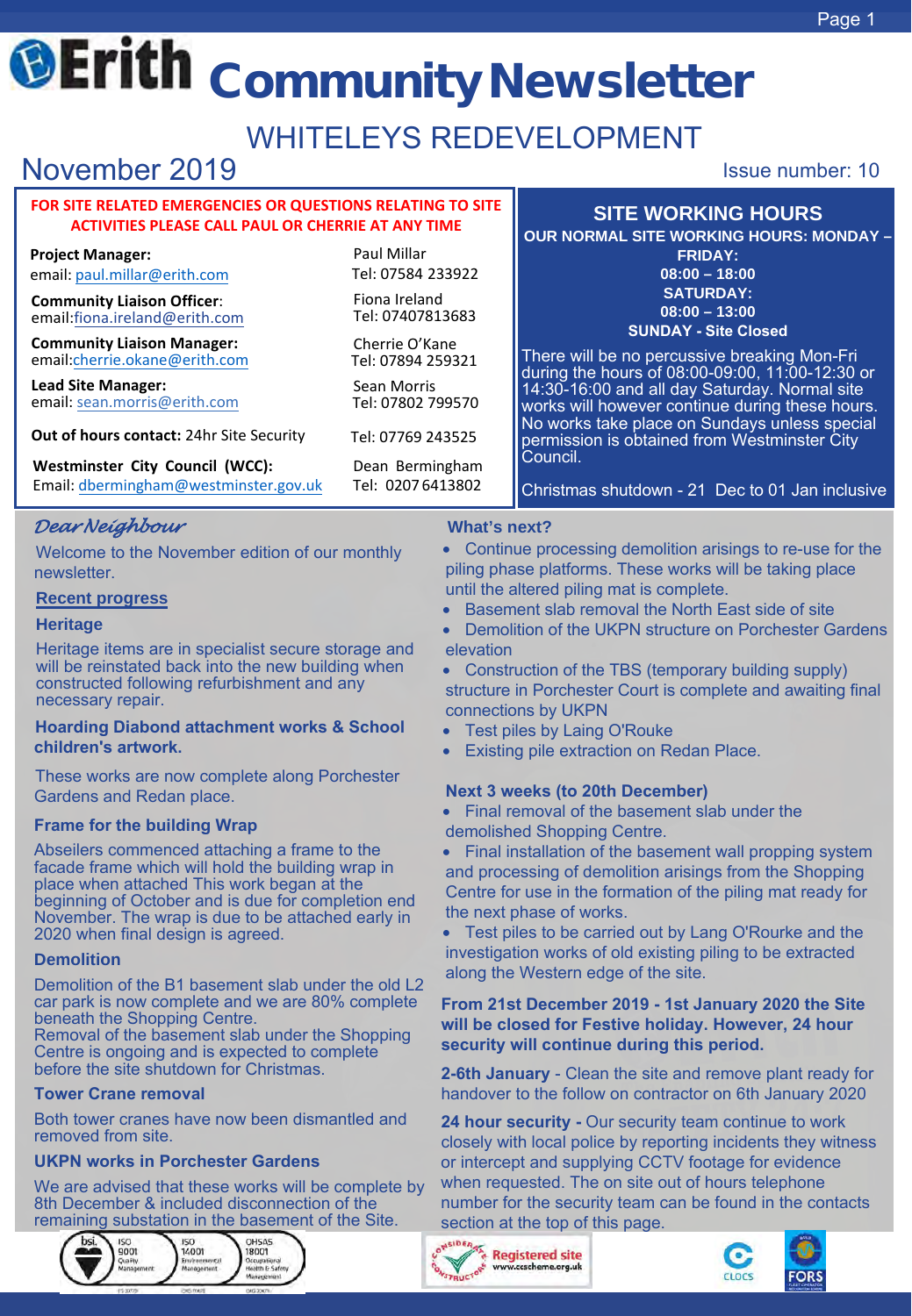# Erith Community Newsletter

## WHITELEYS REDEVELOPMENT

November 2019

Issue number: 10

**FOR SITE RELATED EMERGENCIES OR QUESTIONS RELATING TO SITE ACTIVITIES PLEASE CALL PAUL OR CHERRIE AT ANY TIME**

| | |
|---|---|
| **Project Manager:** email: paul.millar@erith.com | Paul Millar Tel: 07584 233922 |
| **Community Liaison Officer**: email:fiona.ireland@erith.com | Fiona Ireland Tel: 07407813683 |
| **Community Liaison Manager:** email:cherrie.okane@erith.com | Cherrie O'Kane Tel: 07894 259321 |
| **Lead Site Manager:** email: sean.morris@erith.com | Sean Morris Tel: 07802 799570 |
| **Out of hours contact:** 24hr Site Security | Tel: 07769 243525 |
| **Westminster City Council (WCC):** Email: dbermingham@westminster.gov.uk | Dean Bermingham Tel: 0207 6413802 |

## SITE WORKING HOURS

**OUR NORMAL SITE WORKING HOURS: MONDAY – FRIDAY:**
**08:00 – 18:00**
**SATURDAY:**
**08:00 – 13:00**
**SUNDAY - Site Closed**

There will be no percussive breaking Mon-Fri during the hours of 08:00-09:00, 11:00-12:30 or 14:30-16:00 and all day Saturday. Normal site works will however continue during these hours. No works take place on Sundays unless special permission is obtained from Westminster City Council.

Christmas shutdown - 21 Dec to 01 Jan inclusive

*Dear Neighbour*

Welcome to the November edition of our monthly newsletter.

### Recent progress

**Heritage**

Heritage items are in specialist secure storage and will be reinstated back into the new building when constructed following refurbishment and any necessary repair.

**Hoarding Diabond attachment works & School children's artwork.**

These works are now complete along Porchester Gardens and Redan place.

**Frame for the building Wrap**

Abseilers commenced attaching a frame to the facade frame which will hold the building wrap in place when attached This work began at the beginning of October and is due for completion end November. The wrap is due to be attached early in 2020 when final design is agreed.

**Demolition**

Demolition of the B1 basement slab under the old L2 car park is now complete and we are 80% complete beneath the Shopping Centre.
Removal of the basement slab under the Shopping Centre is ongoing and is expected to complete before the site shutdown for Christmas.

**Tower Crane removal**

Both tower cranes have now been dismantled and removed from site.

**UKPN works in Porchester Gardens**

We are advised that these works will be complete by 8th December & included disconnection of the remaining substation in the basement of the Site.

### What's next?

- Continue processing demolition arisings to re-use for the piling phase platforms. These works will be taking place until the altered piling mat is complete.
- Basement slab removal the North East side of site
- Demolition of the UKPN structure on Porchester Gardens elevation
- Construction of the TBS (temporary building supply) structure in Porchester Court is complete and awaiting final connections by UKPN
- Test piles by Laing O'Rouke
- Existing pile extraction on Redan Place.

### Next 3 weeks (to 20th December)

- Final removal of the basement slab under the demolished Shopping Centre.
- Final installation of the basement wall propping system and processing of demolition arisings from the Shopping Centre for use in the formation of the piling mat ready for the next phase of works.
- Test piles to be carried out by Lang O'Rourke and the investigation works of old existing piling to be extracted along the Western edge of the site.

**From 21st December 2019 - 1st January 2020 the Site will be closed for Festive holiday. However, 24 hour security will continue during this period.**

**2-6th January** - Clean the site and remove plant ready for handover to the follow on contractor on 6th January 2020

**24 hour security -** Our security team continue to work closely with local police by reporting incidents they witness or intercept and supplying CCTV footage for evidence when requested. The on site out of hours telephone number for the security team can be found in the contacts section at the top of this page.

ISO 9001 Quality Management | ISO 14001 Environmental Management | OHSAS 18001 Occupational Health & Safety Management

Considerate Constructors Registered site www.ccscheme.org.uk

CLOCS

FORS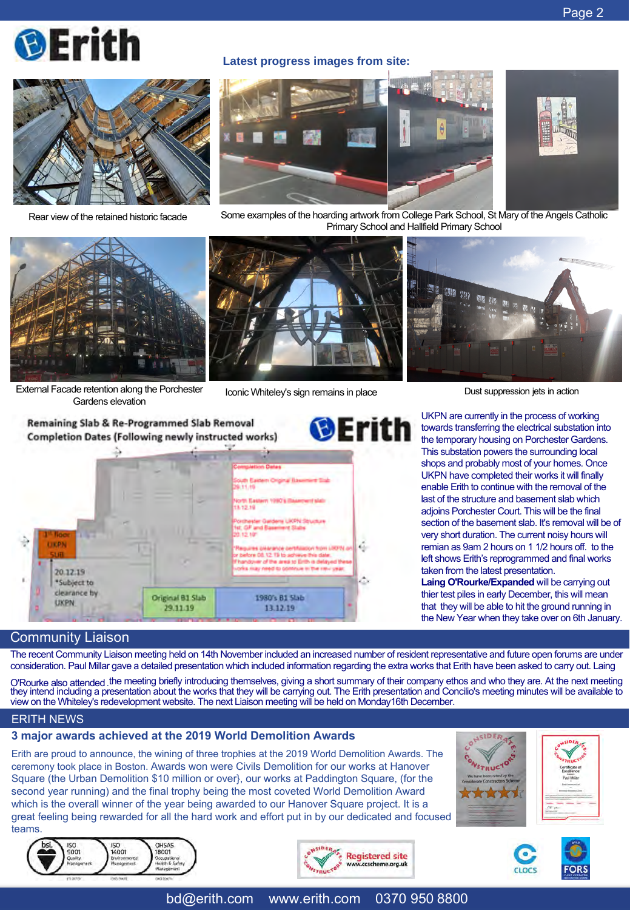**Latest progress images from site:**

Rear view of the retained historic facade

Some examples of the hoarding artwork from College Park School, St Mary of the Angels Catholic Primary School and Hallfield Primary School

External Facade retention along the Porchester Gardens elevation

Iconic Whiteley's sign remains in place

Dust suppression jets in action

UKPN are currently in the process of working towards transferring the electrical substation into the temporary housing on Porchester Gardens. This substation powers the surrounding local shops and probably most of your homes. Once UKPN have completed their works it will finally enable Erith to continue with the removal of the last of the structure and basement slab which adjoins Porchester Court. This will be the final section of the basement slab. It's removal will be of very short duration. The current noisy hours will remian as 9am 2 hours on 1 1/2 hours off. to the left shows Erith's reprogrammed and final works taken from the latest presentation.

**Laing O'Rourke/Expanded** will be carrying out thier test piles in early December, this will mean that they will be able to hit the ground running in the New Year when they take over on 6th January.

## Community Liaison

The recent Community Liaison meeting held on 14th November included an increased number of resident representative and future open forums are under consideration. Paul Millar gave a detailed presentation which included information regarding the extra works that Erith have been asked to carry out. Laing O'Rourke also attended .the meeting briefly introducing themselves, giving a short summary of their company ethos and who they are. At the next meeting they intend including a presentation about the works that they will be carrying out. The Erith presentation and Concilio's meeting minutes will be available to view on the Whiteley's redevelopment website. The next Liaison meeting will be held on Monday16th December.

## ERITH NEWS

### 3 major awards achieved at the 2019 World Demolition Awards

Erith are proud to announce, the wining of three trophies at the 2019 World Demolition Awards. The ceremony took place in Boston. Awards won were Civils Demolition for our works at Hanover Square (the Urban Demolition $10 million or over}, our works at Paddington Square, (for the second year running) and the final trophy being the most coveted World Demolition Award which is the overall winner of the year being awarded to our Hanover Square project. It is a great feeling being rewarded for all the hard work and effort put in by our dedicated and focused teams.

bd@erith.com www.erith.com 0370 950 8800